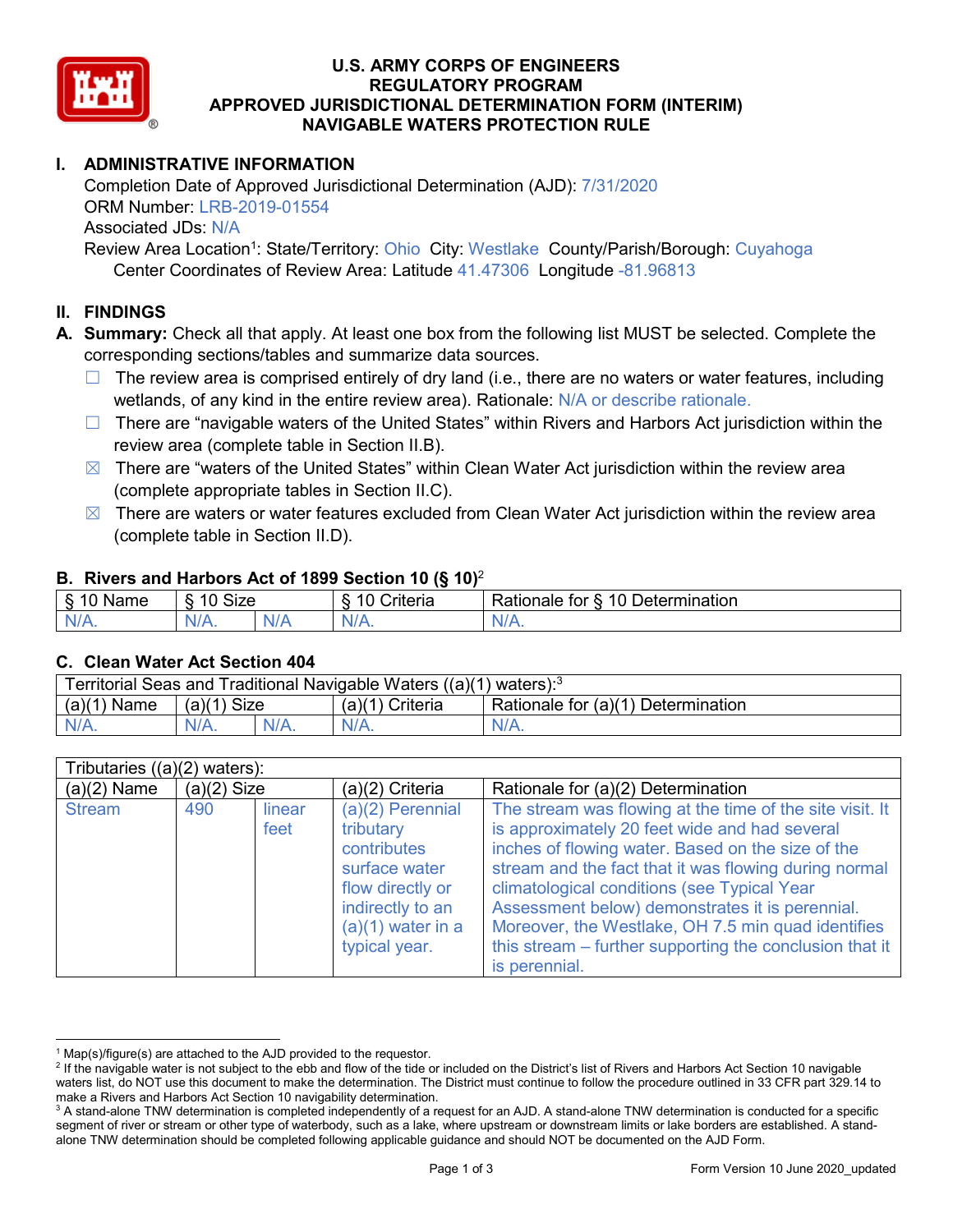# U.S. ARMY CORPS OF ENGINEERS
# REGULATORY PROGRAM
# APPROVED JURISDICTIONAL DETERMINATION FORM (INTERIM)
# NAVIGABLE WATERS PROTECTION RULE

## I. ADMINISTRATIVE INFORMATION

Completion Date of Approved Jurisdictional Determination (AJD): 7/31/2020
ORM Number: LRB-2019-01554
Associated JDs: N/A
Review Area Location[1]: State/Territory: Ohio City: Westlake County/Parish/Borough: Cuyahoga
Center Coordinates of Review Area: Latitude 41.47306 Longitude -81.96813

## II. FINDINGS

**A. Summary:** Check all that apply. At least one box from the following list MUST be selected. Complete the corresponding sections/tables and summarize data sources.

- ☐ The review area is comprised entirely of dry land (i.e., there are no waters or water features, including wetlands, of any kind in the entire review area). Rationale: N/A or describe rationale.
- ☐ There are "navigable waters of the United States" within Rivers and Harbors Act jurisdiction within the review area (complete table in Section II.B).
- ☒ There are "waters of the United States" within Clean Water Act jurisdiction within the review area (complete appropriate tables in Section II.C).
- ☒ There are waters or water features excluded from Clean Water Act jurisdiction within the review area (complete table in Section II.D).

### B. Rivers and Harbors Act of 1899 Section 10 (§ 10)[2]

| § 10 Name | § 10 Size | | § 10 Criteria | Rationale for § 10 Determination |
|---|---|---|---|---|
| N/A. | N/A. | N/A | N/A. | N/A. |

### C. Clean Water Act Section 404

| Territorial Seas and Traditional Navigable Waters ((a)(1) waters):[3] | | | | |
|---|---|---|---|---|
| (a)(1) Name | (a)(1) Size | | (a)(1) Criteria | Rationale for (a)(1) Determination |
| N/A. | N/A. | N/A. | N/A. | N/A. |

| Tributaries ((a)(2) waters): | | | | |
|---|---|---|---|---|
| (a)(2) Name | (a)(2) Size | | (a)(2) Criteria | Rationale for (a)(2) Determination |
| Stream | 490 | linear feet | (a)(2) Perennial tributary contributes surface water flow directly or indirectly to an (a)(1) water in a typical year. | The stream was flowing at the time of the site visit. It is approximately 20 feet wide and had several inches of flowing water. Based on the size of the stream and the fact that it was flowing during normal climatological conditions (see Typical Year Assessment below) demonstrates it is perennial. Moreover, the Westlake, OH 7.5 min quad identifies this stream – further supporting the conclusion that it is perennial. |

---

[1] Map(s)/figure(s) are attached to the AJD provided to the requestor.

[2] If the navigable water is not subject to the ebb and flow of the tide or included on the District's list of Rivers and Harbors Act Section 10 navigable waters list, do NOT use this document to make the determination. The District must continue to follow the procedure outlined in 33 CFR part 329.14 to make a Rivers and Harbors Act Section 10 navigability determination.

[3] A stand-alone TNW determination is completed independently of a request for an AJD. A stand-alone TNW determination is conducted for a specific segment of river or stream or other type of waterbody, such as a lake, where upstream or downstream limits or lake borders are established. A stand-alone TNW determination should be completed following applicable guidance and should NOT be documented on the AJD Form.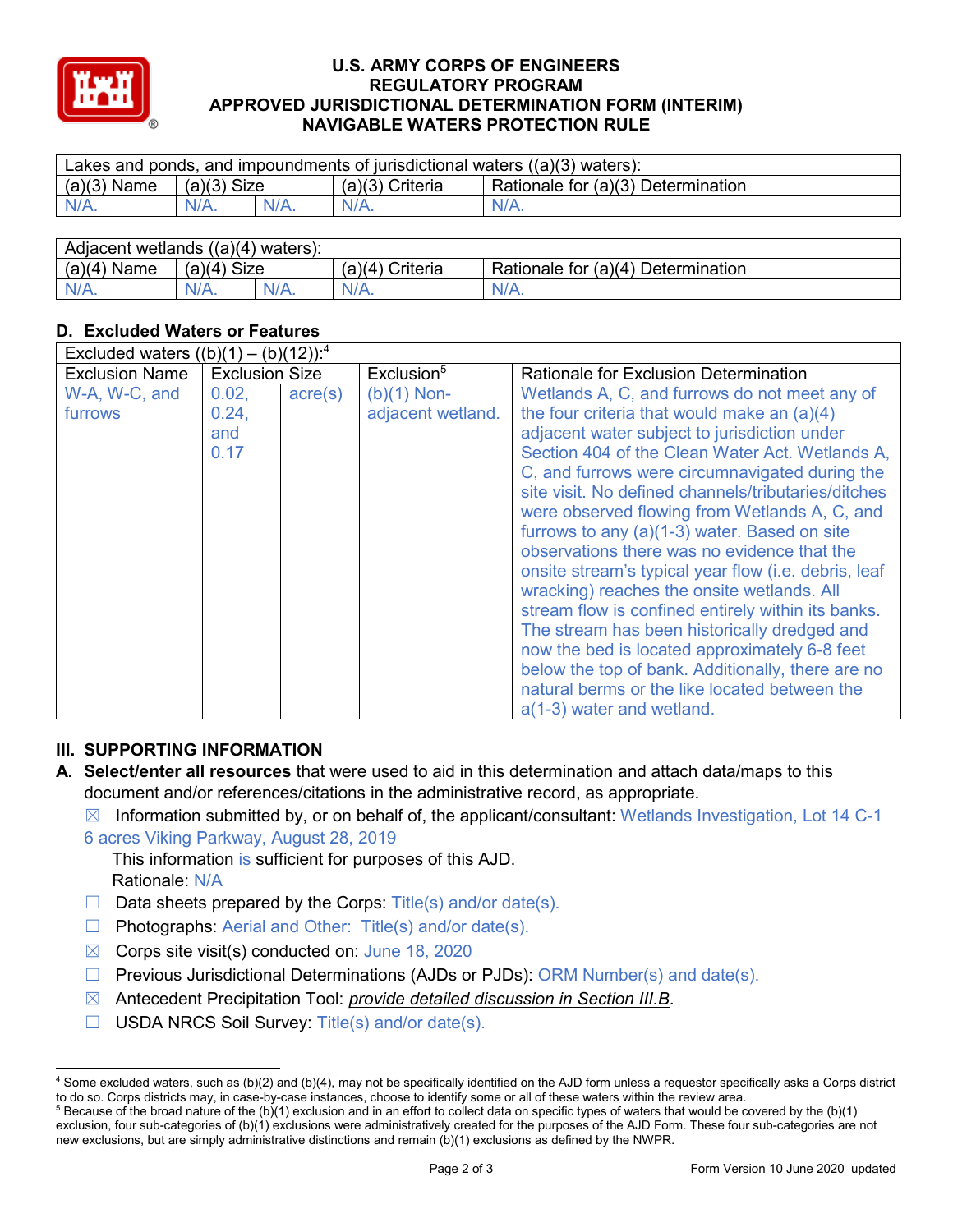| Lakes and ponds, and impoundments of jurisdictional waters ((a)(3) waters): | | | | |
|---|---|---|---|---|
| (a)(3) Name | (a)(3) Size | | (a)(3) Criteria | Rationale for (a)(3) Determination |
| N/A. | N/A. | N/A. | N/A. | N/A. |

| Adjacent wetlands ((a)(4) waters): | | | | |
|---|---|---|---|---|
| (a)(4) Name | (a)(4) Size | | (a)(4) Criteria | Rationale for (a)(4) Determination |
| N/A. | N/A. | N/A. | N/A. | N/A. |

## D. Excluded Waters or Features

| Excluded waters ((b)(1) – (b)(12)):[4] | | | | |
|---|---|---|---|---|
| Exclusion Name | Exclusion Size | | Exclusion[5] | Rationale for Exclusion Determination |
| W-A, W-C, and furrows | 0.02, 0.24, and 0.17 | acre(s) | (b)(1) Non-adjacent wetland. | Wetlands A, C, and furrows do not meet any of the four criteria that would make an (a)(4) adjacent water subject to jurisdiction under Section 404 of the Clean Water Act. Wetlands A, C, and furrows were circumnavigated during the site visit. No defined channels/tributaries/ditches were observed flowing from Wetlands A, C, and furrows to any (a)(1-3) water. Based on site observations there was no evidence that the onsite stream's typical year flow (i.e. debris, leaf wracking) reaches the onsite wetlands. All stream flow is confined entirely within its banks. The stream has been historically dredged and now the bed is located approximately 6-8 feet below the top of bank. Additionally, there are no natural berms or the like located between the a(1-3) water and wetland. |

## III. SUPPORTING INFORMATION

**A. Select/enter all resources** that were used to aid in this determination and attach data/maps to this document and/or references/citations in the administrative record, as appropriate.

☒ Information submitted by, or on behalf of, the applicant/consultant: Wetlands Investigation, Lot 14 C-1 6 acres Viking Parkway, August 28, 2019

This information is sufficient for purposes of this AJD.

Rationale: N/A

☐ Data sheets prepared by the Corps: Title(s) and/or date(s).

☐ Photographs: Aerial and Other: Title(s) and/or date(s).

☒ Corps site visit(s) conducted on: June 18, 2020

☐ Previous Jurisdictional Determinations (AJDs or PJDs): ORM Number(s) and date(s).

☒ Antecedent Precipitation Tool: *provide detailed discussion in Section III.B*.

☐ USDA NRCS Soil Survey: Title(s) and/or date(s).

---

[4] Some excluded waters, such as (b)(2) and (b)(4), may not be specifically identified on the AJD form unless a requestor specifically asks a Corps district to do so. Corps districts may, in case-by-case instances, choose to identify some or all of these waters within the review area.

[5] Because of the broad nature of the (b)(1) exclusion and in an effort to collect data on specific types of waters that would be covered by the (b)(1) exclusion, four sub-categories of (b)(1) exclusions were administratively created for the purposes of the AJD Form. These four sub-categories are not new exclusions, but are simply administrative distinctions and remain (b)(1) exclusions as defined by the NWPR.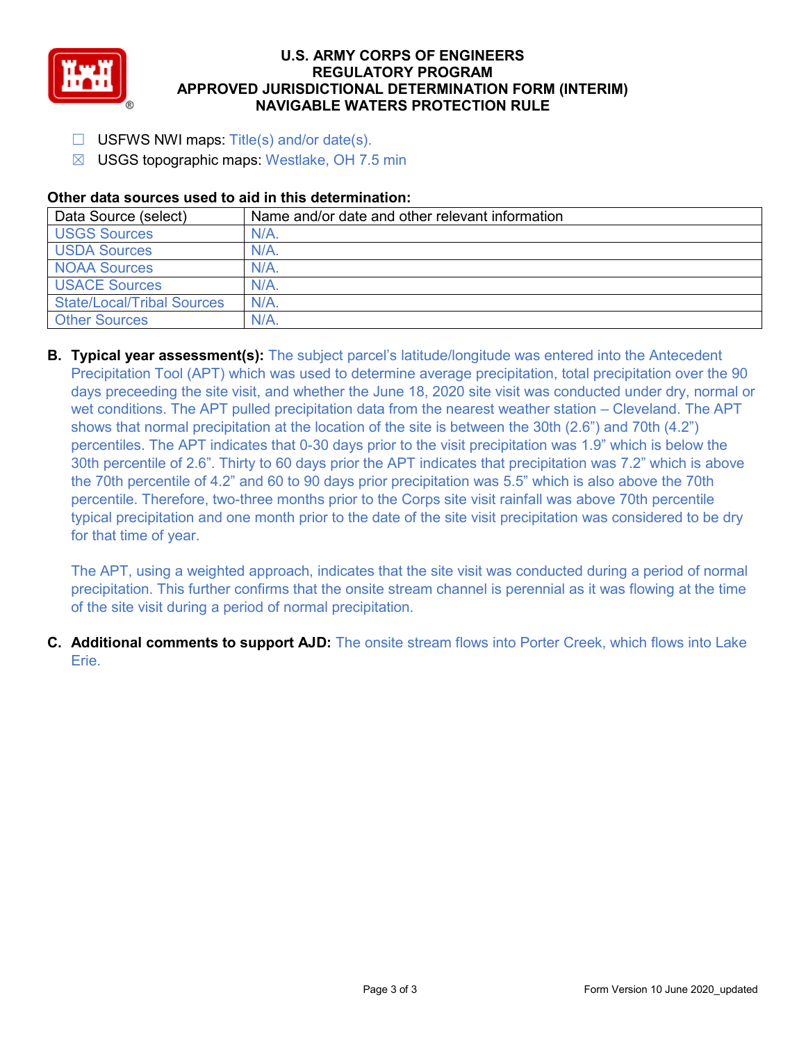☐ USFWS NWI maps: Title(s) and/or date(s).

☒ USGS topographic maps: Westlake, OH 7.5 min

**Other data sources used to aid in this determination:**

| Data Source (select) | Name and/or date and other relevant information |
|---|---|
| USGS Sources | N/A. |
| USDA Sources | N/A. |
| NOAA Sources | N/A. |
| USACE Sources | N/A. |
| State/Local/Tribal Sources | N/A. |
| Other Sources | N/A. |

**B. Typical year assessment(s):** The subject parcel's latitude/longitude was entered into the Antecedent Precipitation Tool (APT) which was used to determine average precipitation, total precipitation over the 90 days preceeding the site visit, and whether the June 18, 2020 site visit was conducted under dry, normal or wet conditions. The APT pulled precipitation data from the nearest weather station – Cleveland. The APT shows that normal precipitation at the location of the site is between the 30th (2.6") and 70th (4.2") percentiles. The APT indicates that 0-30 days prior to the visit precipitation was 1.9" which is below the 30th percentile of 2.6". Thirty to 60 days prior the APT indicates that precipitation was 7.2" which is above the 70th percentile of 4.2" and 60 to 90 days prior precipitation was 5.5" which is also above the 70th percentile. Therefore, two-three months prior to the Corps site visit rainfall was above 70th percentile typical precipitation and one month prior to the date of the site visit precipitation was considered to be dry for that time of year.

The APT, using a weighted approach, indicates that the site visit was conducted during a period of normal precipitation. This further confirms that the onsite stream channel is perennial as it was flowing at the time of the site visit during a period of normal precipitation.

**C. Additional comments to support AJD:** The onsite stream flows into Porter Creek, which flows into Lake Erie.